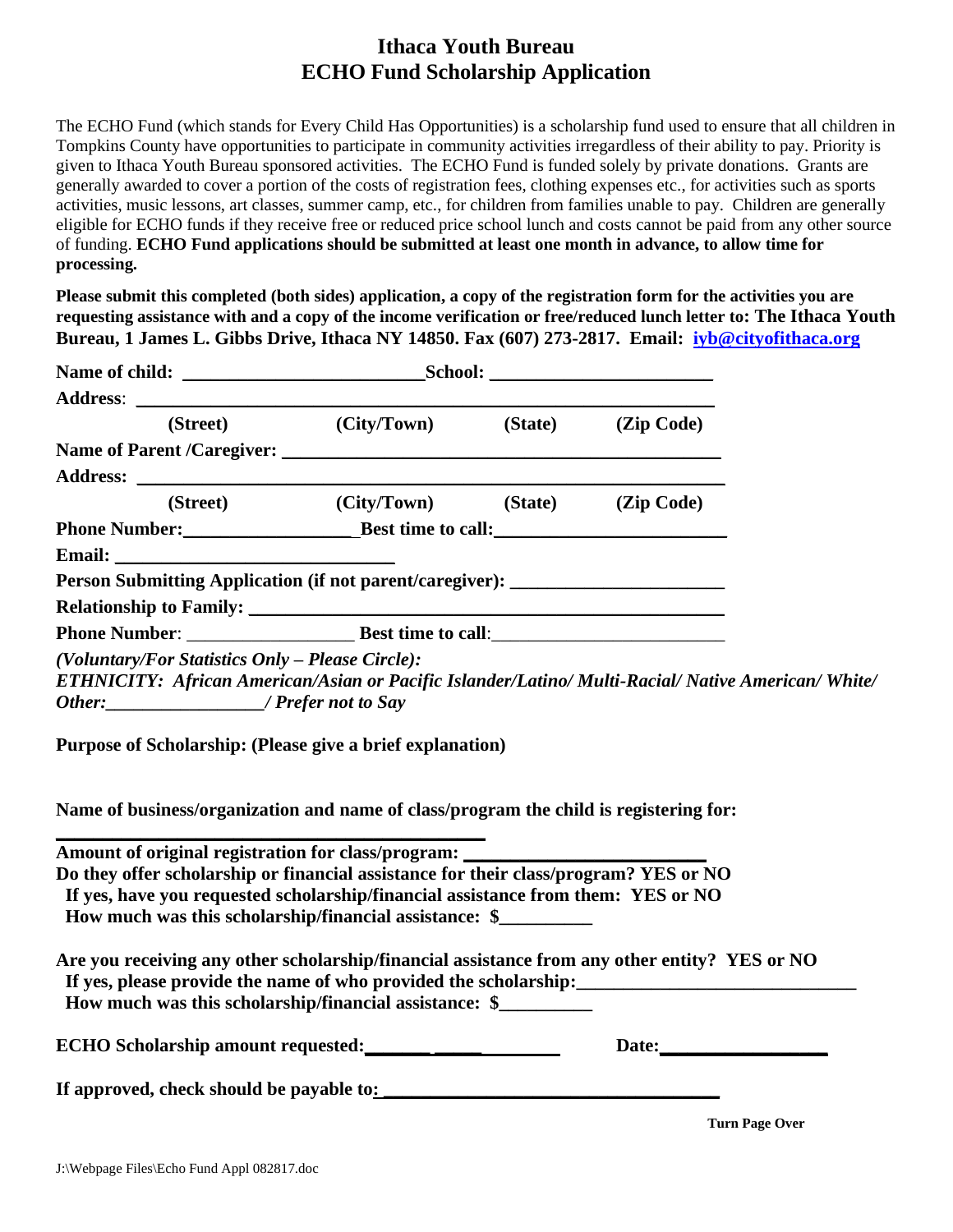# Ithaca Youth Bureau
# ECHO Fund Scholarship Application

The ECHO Fund (which stands for Every Child Has Opportunities) is a scholarship fund used to ensure that all children in Tompkins County have opportunities to participate in community activities irregardless of their ability to pay. Priority is given to Ithaca Youth Bureau sponsored activities. The ECHO Fund is funded solely by private donations. Grants are generally awarded to cover a portion of the costs of registration fees, clothing expenses etc., for activities such as sports activities, music lessons, art classes, summer camp, etc., for children from families unable to pay. Children are generally eligible for ECHO funds if they receive free or reduced price school lunch and costs cannot be paid from any other source of funding. **ECHO Fund applications should be submitted at least one month in advance, to allow time for processing.**

**Please submit this completed (both sides) application, a copy of the registration form for the activities you are requesting assistance with and a copy of the income verification or free/reduced lunch letter to: The Ithaca Youth Bureau, 1 James L. Gibbs Drive, Ithaca NY 14850. Fax (607) 273-2817. Email: [iyb@cityofithaca.org](mailto:iyb@cityofithaca.org)**

**Name of child:** _________________________ **School:** _______________________

**Address**: ______________________________________________________________

**(Street) (City/Town) (State) (Zip Code)**

**Name of Parent /Caregiver:** ______________________________________________

**Address:** ______________________________________________________________

**(Street) (City/Town) (State) (Zip Code)**

**Phone Number:**_________________ **Best time to call:**_______________________

**Email:** ______________________________

**Person Submitting Application (if not parent/caregiver):** _____________________

**Relationship to Family:** ______________________________________________

**Phone Number**: _________________ **Best time to call**:_______________________

***(Voluntary/For Statistics Only – Please Circle):***
***ETHNICITY: African American/Asian or Pacific Islander/Latino/ Multi-Racial/ Native American/ White/ Other:_________________/ Prefer not to Say***

**Purpose of Scholarship: (Please give a brief explanation)**

**Name of business/organization and name of class/program the child is registering for:**

______________________________________________

**Amount of original registration for class/program:** _______________________

**Do they offer scholarship or financial assistance for their class/program? YES or NO**

**If yes, have you requested scholarship/financial assistance from them: YES or NO**

**How much was this scholarship/financial assistance: $**__________

**Are you receiving any other scholarship/financial assistance from any other entity? YES or NO**

**If yes, please provide the name of who provided the scholarship:**____________________________

**How much was this scholarship/financial assistance: $**__________

**ECHO Scholarship amount requested:**_____________________ **Date:**_________________

**If approved, check should be payable to:** __________________________________

**Turn Page Over**

J:\Webpage Files\Echo Fund Appl 082817.doc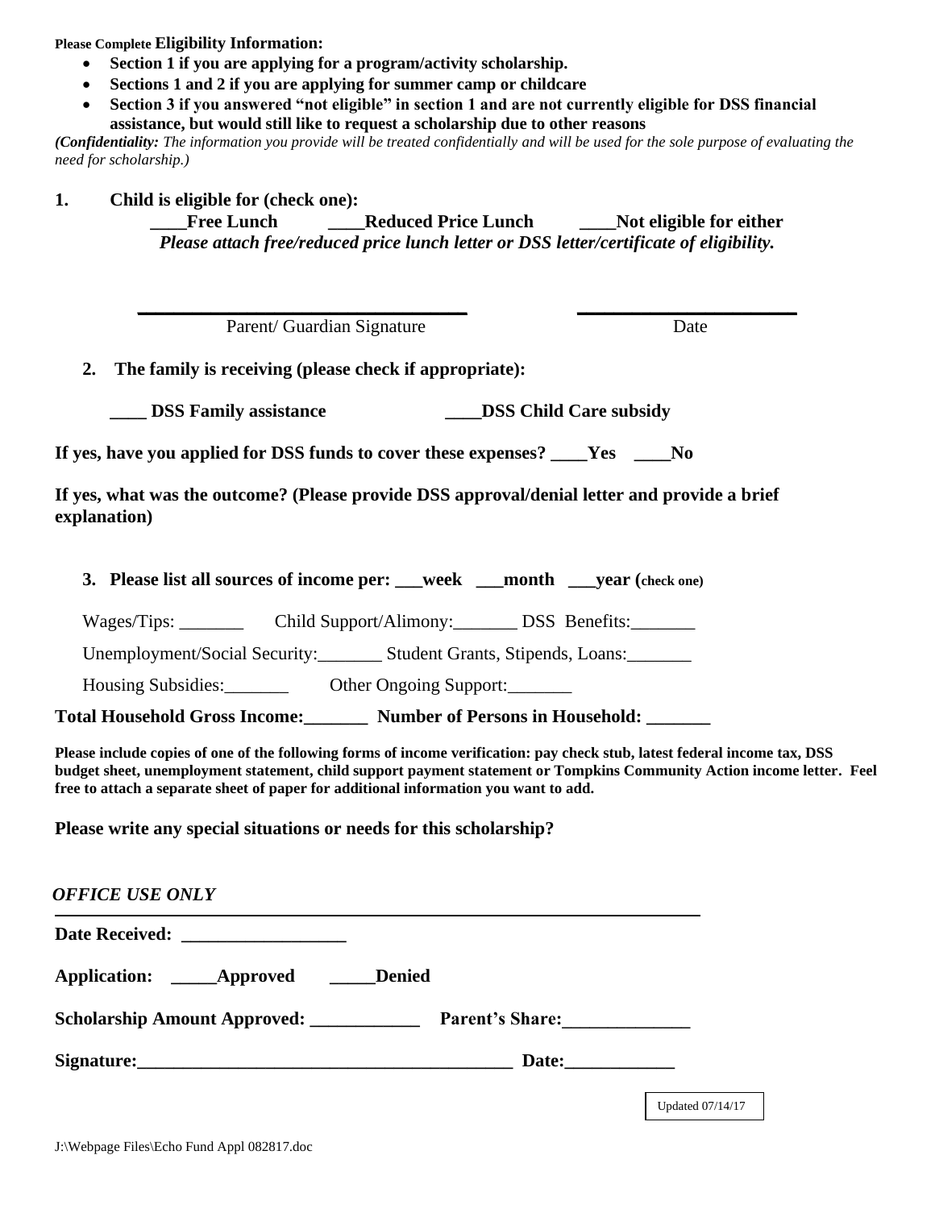**Please Complete Eligibility Information:**

- **Section 1 if you are applying for a program/activity scholarship.**
- **Sections 1 and 2 if you are applying for summer camp or childcare**
- **Section 3 if you answered "not eligible" in section 1 and are not currently eligible for DSS financial assistance, but would still like to request a scholarship due to other reasons**

***(Confidentiality:*** *The information you provide will be treated confidentially and will be used for the sole purpose of evaluating the need for scholarship.)*

**1. Child is eligible for (check one):**

**____Free Lunch ____Reduced Price Lunch ____Not eligible for either**

***Please attach free/reduced price lunch letter or DSS letter/certificate of eligibility.***

_______________________________ _______________________

Parent/ Guardian Signature Date

**2. The family is receiving (please check if appropriate):**

**____ DSS Family assistance ____DSS Child Care subsidy**

**If yes, have you applied for DSS funds to cover these expenses? ____Yes ____No**

**If yes, what was the outcome? (Please provide DSS approval/denial letter and provide a brief explanation)**

**3. Please list all sources of income per: ___week ___month ___year (check one)**

Wages/Tips: _______ Child Support/Alimony:_______ DSS Benefits:_______

Unemployment/Social Security:_______ Student Grants, Stipends, Loans:_______

Housing Subsidies:_______ Other Ongoing Support:_______

**Total Household Gross Income:_______ Number of Persons in Household: _______**

**Please include copies of one of the following forms of income verification: pay check stub, latest federal income tax, DSS budget sheet, unemployment statement, child support payment statement or Tompkins Community Action income letter. Feel free to attach a separate sheet of paper for additional information you want to add.**

**Please write any special situations or needs for this scholarship?**

***OFFICE USE ONLY***

**Date Received: _________________**

**Application: _____Approved _____Denied**

**Scholarship Amount Approved: ___________ Parent's Share:_____________**

**Signature:_______________________________________ Date:___________**

Updated 07/14/17

J:\Webpage Files\Echo Fund Appl 082817.doc